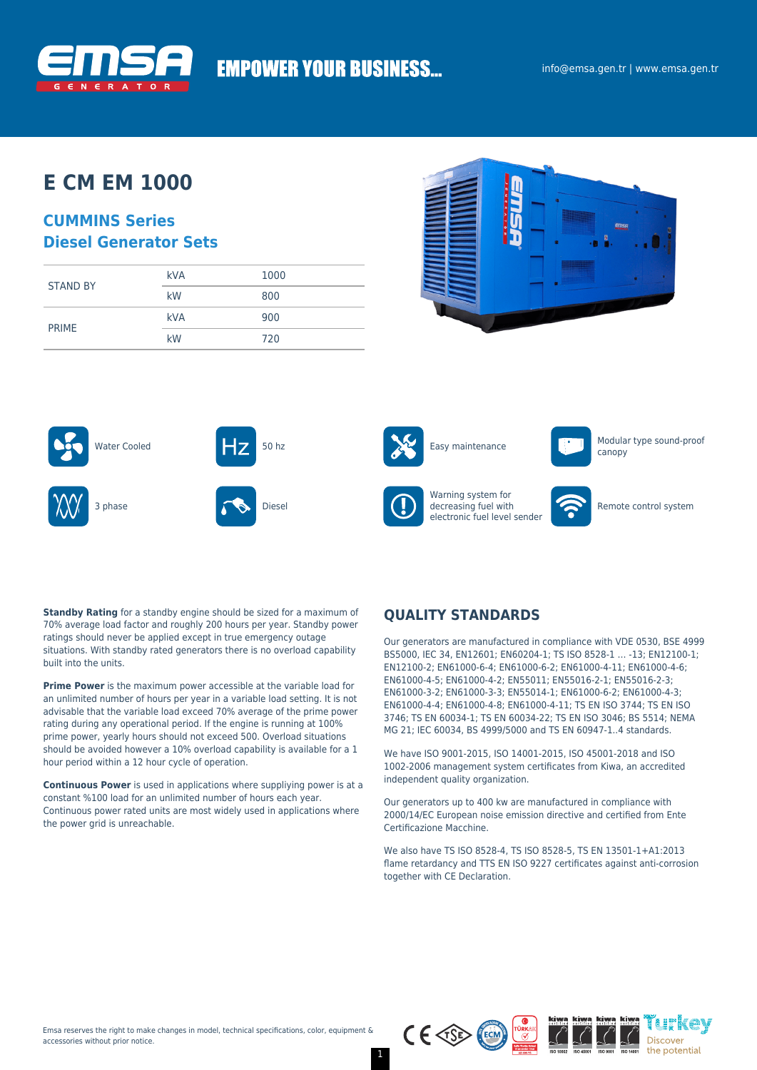EMPOWER YOUR BUSINESS...

info@emsa.gen.tr | www.emsa.gen.tr

# E CM EM 1000

## CUMMINS Series
## Diesel Generator Sets

| | | |
|---|---|---|
| STAND BY | kVA | 1000 |
| | kW | 800 |
| PRIME | kVA | 900 |
| | kW | 720 |

- Water Cooled
- 50 hz
- Easy maintenance
- Modular type sound-proof canopy
- 3 phase
- Diesel
- Warning system for decreasing fuel with electronic fuel level sender
- Remote control system

**Standby Rating** for a standby engine should be sized for a maximum of 70% average load factor and roughly 200 hours per year. Standby power ratings should never be applied except in true emergency outage situations. With standby rated generators there is no overload capability built into the units.

**Prime Power** is the maximum power accessible at the variable load for an unlimited number of hours per year in a variable load setting. It is not advisable that the variable load exceed 70% average of the prime power rating during any operational period. If the engine is running at 100% prime power, yearly hours should not exceed 500. Overload situations should be avoided however a 10% overload capability is available for a 1 hour period within a 12 hour cycle of operation.

**Continuous Power** is used in applications where suppliying power is at a constant %100 load for an unlimited number of hours each year. Continuous power rated units are most widely used in applications where the power grid is unreachable.

## QUALITY STANDARDS

Our generators are manufactured in compliance with VDE 0530, BSE 4999 BS5000, IEC 34, EN12601; EN60204-1; TS ISO 8528-1 ... -13; EN12100-1; EN12100-2; EN61000-6-4; EN61000-6-2; EN61000-4-11; EN61000-4-6; EN61000-4-5; EN61000-4-2; EN55011; EN55016-2-1; EN55016-2-3; EN61000-3-2; EN61000-3-3; EN55014-1; EN61000-6-2; EN61000-4-3; EN61000-4-4; EN61000-4-8; EN61000-4-11; TS EN ISO 3744; TS EN ISO 3746; TS EN 60034-1; TS EN 60034-22; TS EN ISO 3046; BS 5514; NEMA MG 21; IEC 60034, BS 4999/5000 and TS EN 60947-1..4 standards.

We have ISO 9001-2015, ISO 14001-2015, ISO 45001-2018 and ISO 1002-2006 management system certificates from Kiwa, an accredited independent quality organization.

Our generators up to 400 kw are manufactured in compliance with 2000/14/EC European noise emission directive and certified from Ente Certificazione Macchine.

We also have TS ISO 8528-4, TS ISO 8528-5, TS EN 13501-1+A1:2013 flame retardancy and TTS EN ISO 9227 certificates against anti-corrosion together with CE Declaration.

Emsa reserves the right to make changes in model, technical specifications, color, equipment & accessories without prior notice.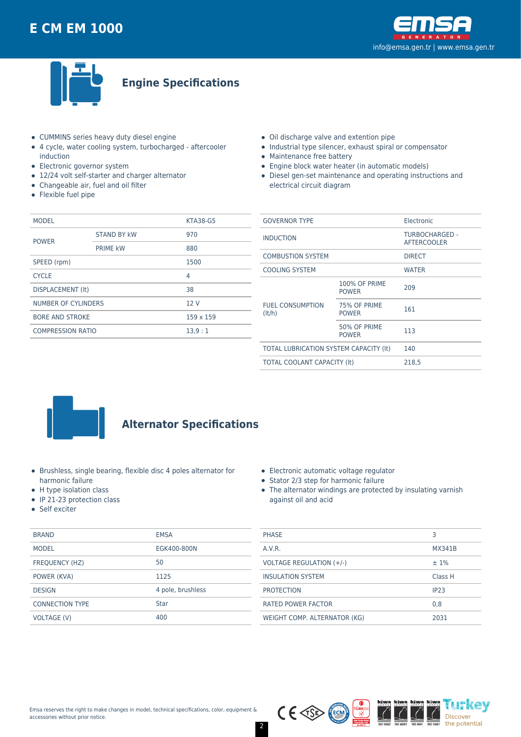# E CM EM 1000

## Engine Specifications

- CUMMINS series heavy duty diesel engine
- 4 cycle, water cooling system, turbocharged - aftercooler induction
- Electronic governor system
- 12/24 volt self-starter and charger alternator
- Changeable air, fuel and oil filter
- Flexible fuel pipe
- Oil discharge valve and extention pipe
- Industrial type silencer, exhaust spiral or compensator
- Maintenance free battery
- Engine block water heater (in automatic models)
- Diesel gen-set maintenance and operating instructions and electrical circuit diagram

| MODEL | | KTA38-G5 |
|---|---|---|
| POWER | STAND BY kW | 970 |
| | PRIME kW | 880 |
| SPEED (rpm) | | 1500 |
| CYCLE | | 4 |
| DISPLACEMENT (lt) | | 38 |
| NUMBER OF CYLINDERS | | 12 V |
| BORE AND STROKE | | 159 x 159 |
| COMPRESSION RATIO | | 13,9 : 1 |

| GOVERNOR TYPE | | Electronic |
|---|---|---|
| INDUCTION | | TURBOCHARGED - AFTERCOOLER |
| COMBUSTION SYSTEM | | DIRECT |
| COOLING SYSTEM | | WATER |
| FUEL CONSUMPTION (lt/h) | 100% OF PRIME POWER | 209 |
| | 75% OF PRIME POWER | 161 |
| | 50% OF PRIME POWER | 113 |
| TOTAL LUBRICATION SYSTEM CAPACITY (lt) | | 140 |
| TOTAL COOLANT CAPACITY (lt) | | 218,5 |

## Alternator Specifications

- Brushless, single bearing, flexible disc 4 poles alternator for harmonic failure
- H type isolation class
- IP 21-23 protection class
- Self exciter
- Electronic automatic voltage regulator
- Stator 2/3 step for harmonic failure
- The alternator windings are protected by insulating varnish against oil and acid

| BRAND | EMSA |
|---|---|
| MODEL | EGK400-800N |
| FREQUENCY (HZ) | 50 |
| POWER (KVA) | 1125 |
| DESIGN | 4 pole, brushless |
| CONNECTION TYPE | Star |
| VOLTAGE (V) | 400 |

| PHASE | 3 |
|---|---|
| A.V.R. | MX341B |
| VOLTAGE REGULATION (+/-) | ± 1% |
| INSULATION SYSTEM | Class H |
| PROTECTION | IP23 |
| RATED POWER FACTOR | 0,8 |
| WEIGHT COMP. ALTERNATOR (KG) | 2031 |

Emsa reserves the right to make changes in model, technical specifications, color, equipment & accessories without prior notice.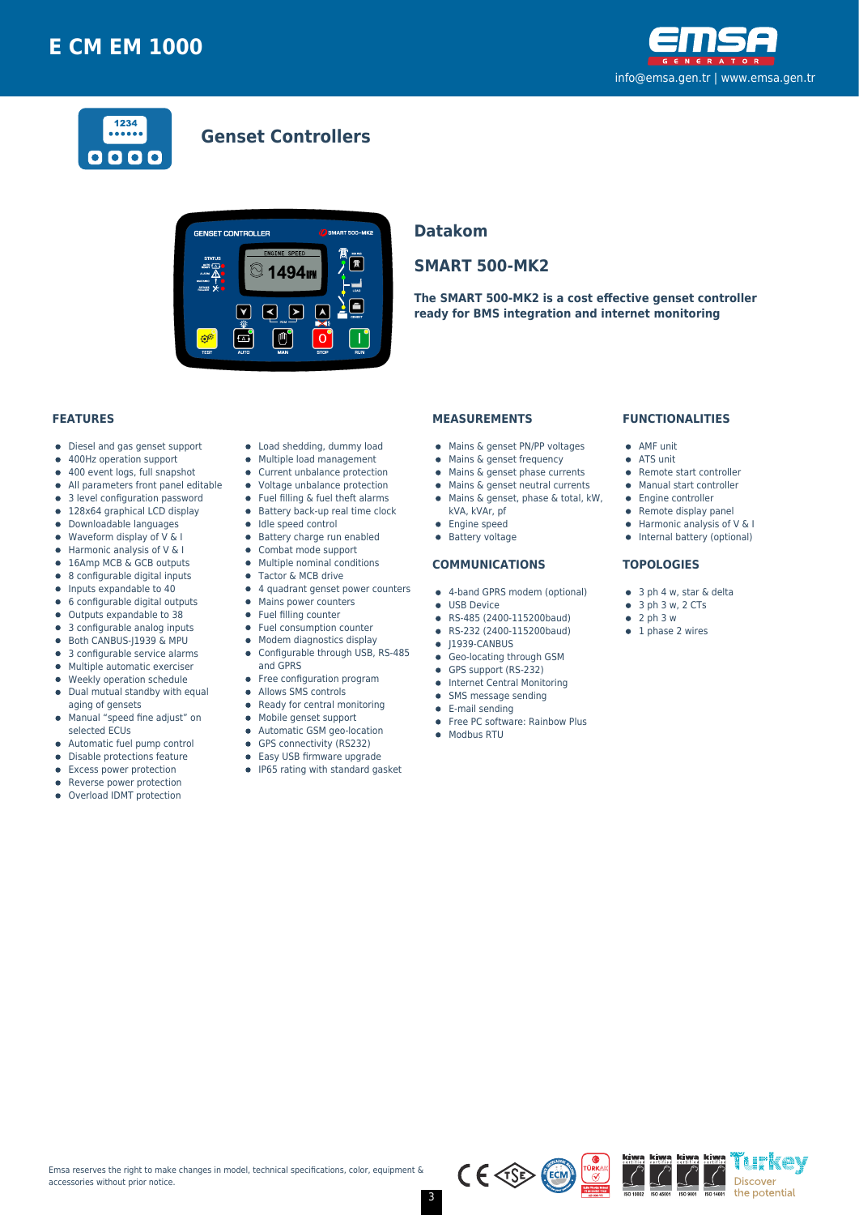# E CM EM 1000

info@emsa.gen.tr | www.emsa.gen.tr

## Genset Controllers

## Datakom

## SMART 500-MK2

**The SMART 500-MK2 is a cost effective genset controller ready for BMS integration and internet monitoring**

### FEATURES

- Diesel and gas genset support
- 400Hz operation support
- 400 event logs, full snapshot
- All parameters front panel editable
- 3 level configuration password
- 128x64 graphical LCD display
- Downloadable languages
- Waveform display of V & I
- Harmonic analysis of V & I
- 16Amp MCB & GCB outputs
- 8 configurable digital inputs
- Inputs expandable to 40
- 6 configurable digital outputs
- Outputs expandable to 38
- 3 configurable analog inputs
- Both CANBUS-J1939 & MPU
- 3 configurable service alarms
- Multiple automatic exerciser
- Weekly operation schedule
- Dual mutual standby with equal aging of gensets
- Manual "speed fine adjust" on selected ECUs
- Automatic fuel pump control
- Disable protections feature
- Excess power protection
- Reverse power protection
- Overload IDMT protection
- Load shedding, dummy load
- Multiple load management
- Current unbalance protection
- Voltage unbalance protection
- Fuel filling & fuel theft alarms
- Battery back-up real time clock
- Idle speed control
- Battery charge run enabled
- Combat mode support
- Multiple nominal conditions
- Tactor & MCB drive
- 4 quadrant genset power counters
- Mains power counters
- Fuel filling counter
- Fuel consumption counter
- Modem diagnostics display
- Configurable through USB, RS-485 and GPRS
- Free configuration program
- Allows SMS controls
- Ready for central monitoring
- Mobile genset support
- Automatic GSM geo-location
- GPS connectivity (RS232)
- Easy USB firmware upgrade
- IP65 rating with standard gasket

### MEASUREMENTS

- Mains & genset PN/PP voltages
- Mains & genset frequency
- Mains & genset phase currents
- Mains & genset neutral currents
- Mains & genset, phase & total, kW, kVA, kVAr, pf
- Engine speed
- Battery voltage

### COMMUNICATIONS

- 4-band GPRS modem (optional)
- USB Device
- RS-485 (2400-115200baud)
- RS-232 (2400-115200baud)
- J1939-CANBUS
- Geo-locating through GSM
- GPS support (RS-232)
- Internet Central Monitoring
- SMS message sending
- E-mail sending
- Free PC software: Rainbow Plus
- Modbus RTU

### FUNCTIONALITIES

- AMF unit
- ATS unit
- Remote start controller
- Manual start controller
- Engine controller
- Remote display panel
- Harmonic analysis of V & I
- Internal battery (optional)

### TOPOLOGIES

- 3 ph 4 w, star & delta
- 3 ph 3 w, 2 CTs
- 2 ph 3 w
- 1 phase 2 wires

Emsa reserves the right to make changes in model, technical specifications, color, equipment & accessories without prior notice.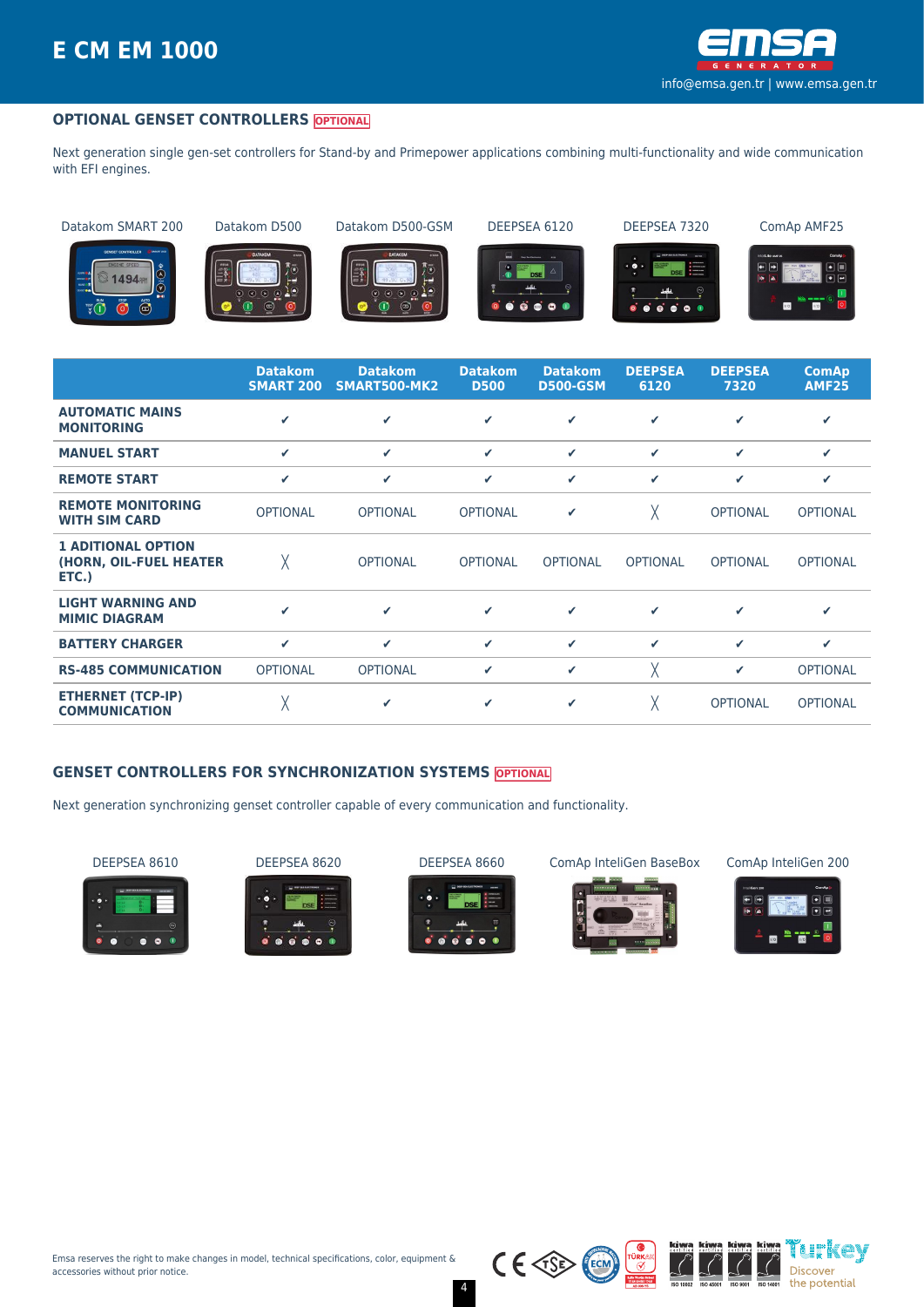## OPTIONAL GENSET CONTROLLERS OPTIONAL

Next generation single gen-set controllers for Stand-by and Primepower applications combining multi-functionality and wide communication with EFI engines.

Datakom SMART 200 | Datakom D500 | Datakom D500-GSM | DEEPSEA 6120 | DEEPSEA 7320 | ComAp AMF25

| | Datakom SMART 200 | Datakom SMART500-MK2 | Datakom D500 | Datakom D500-GSM | DEEPSEA 6120 | DEEPSEA 7320 | ComAp AMF25 |
|---|---|---|---|---|---|---|---|
| AUTOMATIC MAINS MONITORING | ✔ | ✔ | ✔ | ✔ | ✔ | ✔ | ✔ |
| MANUEL START | ✔ | ✔ | ✔ | ✔ | ✔ | ✔ | ✔ |
| REMOTE START | ✔ | ✔ | ✔ | ✔ | ✔ | ✔ | ✔ |
| REMOTE MONITORING WITH SIM CARD | OPTIONAL | OPTIONAL | OPTIONAL | ✔ | ╳ | OPTIONAL | OPTIONAL |
| 1 ADITIONAL OPTION (HORN, OIL-FUEL HEATER ETC.) | ╳ | OPTIONAL | OPTIONAL | OPTIONAL | OPTIONAL | OPTIONAL | OPTIONAL |
| LIGHT WARNING AND MIMIC DIAGRAM | ✔ | ✔ | ✔ | ✔ | ✔ | ✔ | ✔ |
| BATTERY CHARGER | ✔ | ✔ | ✔ | ✔ | ✔ | ✔ | ✔ |
| RS-485 COMMUNICATION | OPTIONAL | OPTIONAL | ✔ | ✔ | ╳ | ✔ | OPTIONAL |
| ETHERNET (TCP-IP) COMMUNICATION | ╳ | ✔ | ✔ | ✔ | ╳ | OPTIONAL | OPTIONAL |

## GENSET CONTROLLERS FOR SYNCHRONIZATION SYSTEMS OPTIONAL

Next generation synchronizing genset controller capable of every communication and functionality.

DEEPSEA 8610 | DEEPSEA 8620 | DEEPSEA 8660 | ComAp InteliGen BaseBox | ComAp InteliGen 200

Emsa reserves the right to make changes in model, technical specifications, color, equipment & accessories without prior notice.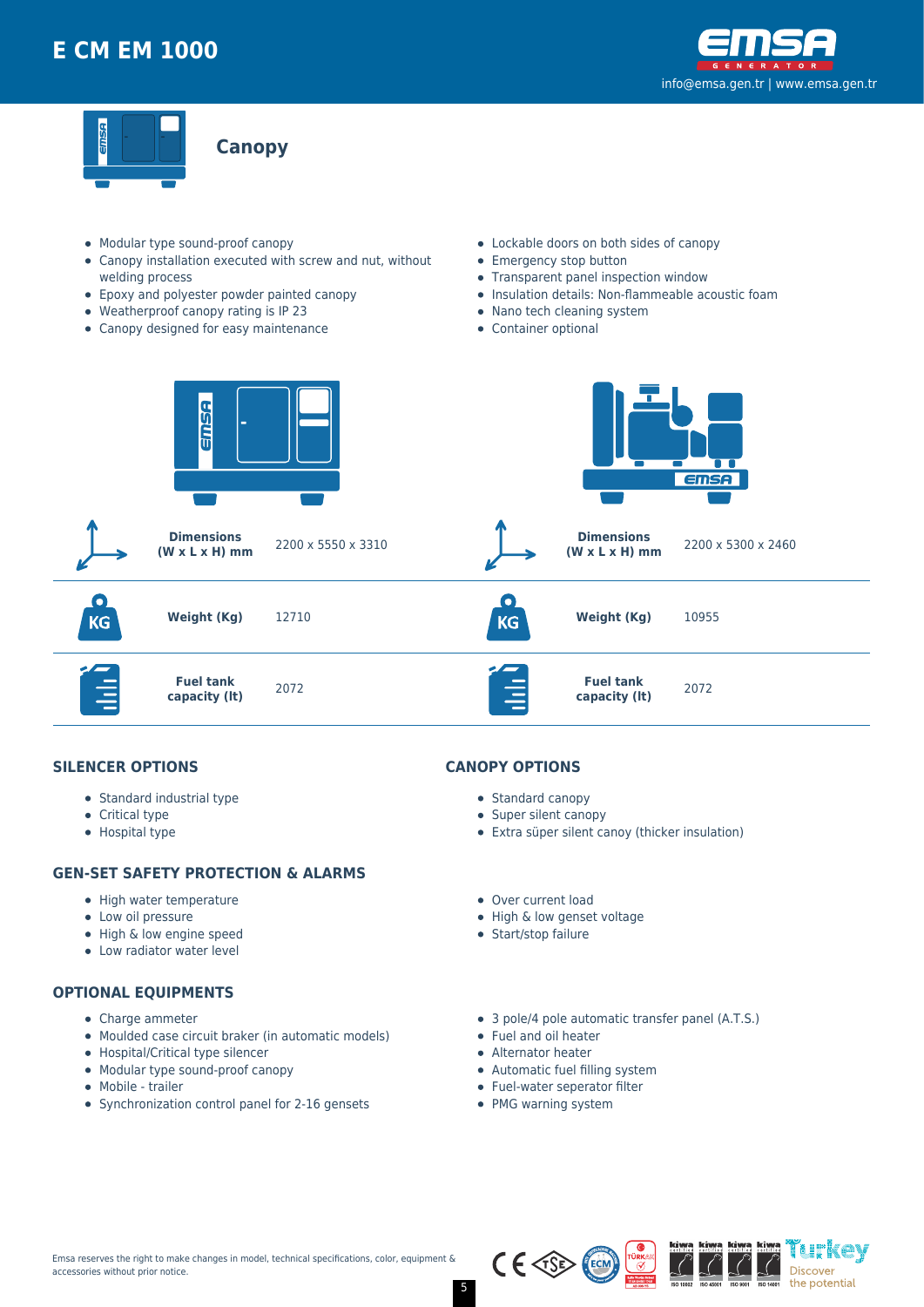# E CM EM 1000

info@emsa.gen.tr | www.emsa.gen.tr

## Canopy

- Modular type sound-proof canopy
- Canopy installation executed with screw and nut, without welding process
- Epoxy and polyester powder painted canopy
- Weatherproof canopy rating is IP 23
- Canopy designed for easy maintenance
- Lockable doors on both sides of canopy
- Emergency stop button
- Transparent panel inspection window
- Insulation details: Non-flammeable acoustic foam
- Nano tech cleaning system
- Container optional

| | Canopy | Open type |
|---|---|---|
| Dimensions (W x L x H) mm | 2200 x 5550 x 3310 | 2200 x 5300 x 2460 |
| Weight (Kg) | 12710 | 10955 |
| Fuel tank capacity (lt) | 2072 | 2072 |

### SILENCER OPTIONS

- Standard industrial type
- Critical type
- Hospital type

### CANOPY OPTIONS

- Standard canopy
- Super silent canopy
- Extra süper silent canoy (thicker insulation)

### GEN-SET SAFETY PROTECTION & ALARMS

- High water temperature
- Low oil pressure
- High & low engine speed
- Low radiator water level
- Over current load
- High & low genset voltage
- Start/stop failure

### OPTIONAL EQUIPMENTS

- Charge ammeter
- Moulded case circuit braker (in automatic models)
- Hospital/Critical type silencer
- Modular type sound-proof canopy
- Mobile - trailer
- Synchronization control panel for 2-16 gensets
- 3 pole/4 pole automatic transfer panel (A.T.S.)
- Fuel and oil heater
- Alternator heater
- Automatic fuel filling system
- Fuel-water seperator filter
- PMG warning system

Emsa reserves the right to make changes in model, technical specifications, color, equipment & accessories without prior notice.